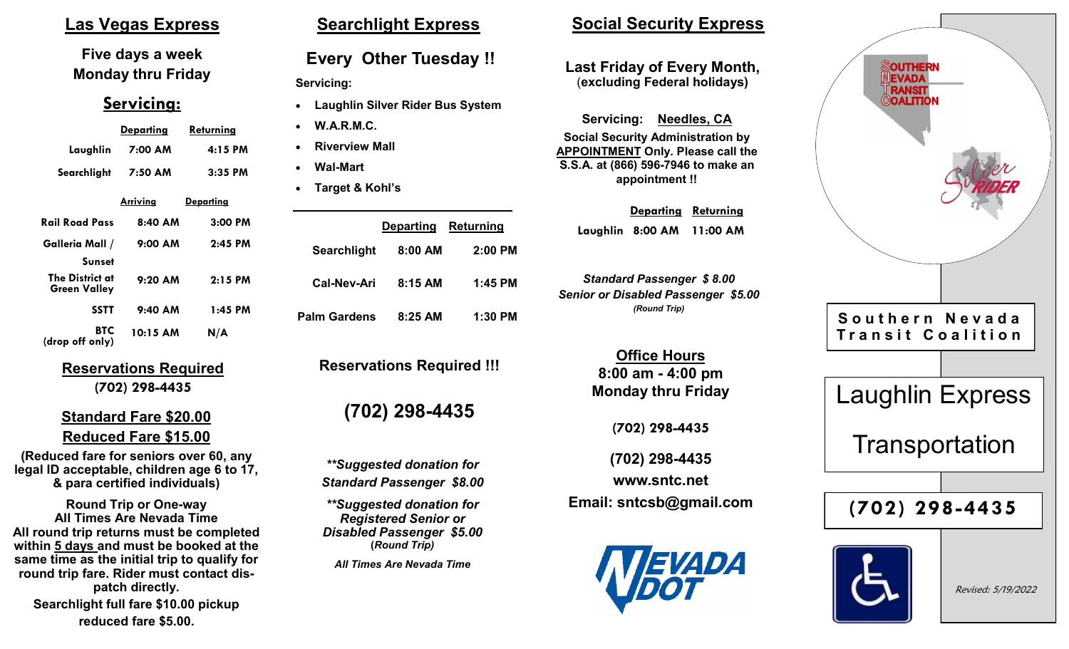## Las Vegas Express

**Five days a week**
**Monday thru Friday**

### Servicing:

| | Departing | Returning |
|---|---|---|
| Laughlin | 7:00 AM | 4:15 PM |
| Searchlight | 7:50 AM | 3:35 PM |
| | **Arriving** | **Departing** |
| Rail Road Pass | 8:40 AM | 3:00 PM |
| Galleria Mall / Sunset | 9:00 AM | 2:45 PM |
| The District at Green Valley | 9:20 AM | 2:15 PM |
| SSTT | 9:40 AM | 1:45 PM |
| BTC (drop off only) | 10:15 AM | N/A |

**Reservations Required**
**(702) 298-4435**

**Standard Fare $20.00**
**Reduced Fare $15.00**

**(Reduced fare for seniors over 60, any legal ID acceptable, children age 6 to 17, & para certified individuals)**

**Round Trip or One-way**
**All Times Are Nevada Time**
**All round trip returns must be completed within 5 days and must be booked at the same time as the initial trip to qualify for round trip fare. Rider must contact dispatch directly.**

**Searchlight full fare $10.00 pickup reduced fare $5.00.**

## Searchlight Express

**Every Other Tuesday !!**

**Servicing:**

- **Laughlin Silver Rider Bus System**
- **W.A.R.M.C.**
- **Riverview Mall**
- **Wal-Mart**
- **Target & Kohl's**

| | Departing | Returning |
|---|---|---|
| Searchlight | 8:00 AM | 2:00 PM |
| Cal-Nev-Ari | 8:15 AM | 1:45 PM |
| Palm Gardens | 8:25 AM | 1:30 PM |

**Reservations Required !!!**

**(702) 298-4435**

***\*\*Suggested donation for Standard Passenger $8.00***

***\*\*Suggested donation for Registered Senior or Disabled Passenger $5.00***
**(Round Trip)**

***All Times Are Nevada Time***

## Social Security Express

**Last Friday of Every Month,**
**(excluding Federal holidays)**

**Servicing: Needles, CA**

**Social Security Administration by APPOINTMENT Only. Please call the S.S.A. at (866) 596-7946 to make an appointment !!**

| | Departing | Returning |
|---|---|---|
| Laughlin | 8:00 AM | 11:00 AM |

***Standard Passenger $ 8.00***
***Senior or Disabled Passenger $5.00***
*(Round Trip)*

**Office Hours**
**8:00 am - 4:00 pm**
**Monday thru Friday**

**(702) 298-4435**

**(702) 298-4435**
**www.sntc.net**
**Email: sntcsb@gmail.com**

NEVADA DOT

SOUTHERN NEVADA TRANSIT COALITION

Silver RIDER

**Southern Nevada Transit Coalition**

# Laughlin Express Transportation

**(702) 298-4435**

*Revised: 5/19/2022*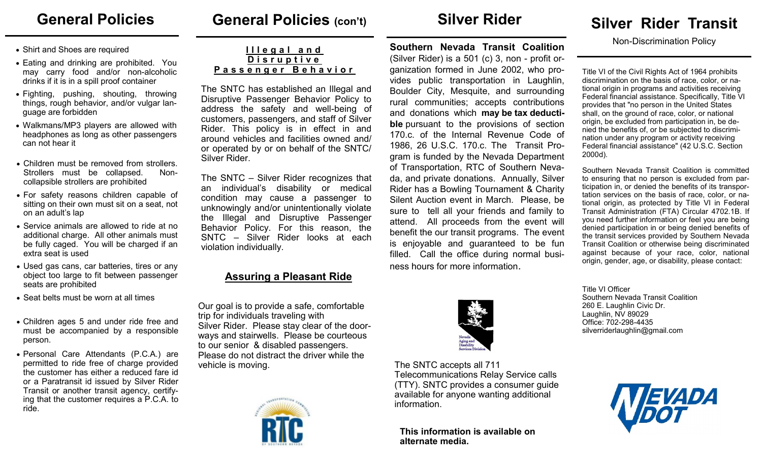# General Policies

- Shirt and Shoes are required
- Eating and drinking are prohibited. You may carry food and/or non-alcoholic drinks if it is in a spill proof container
- Fighting, pushing, shouting, throwing things, rough behavior, and/or vulgar language are forbidden
- Walkmans/MP3 players are allowed with headphones as long as other passengers can not hear it
- Children must be removed from strollers. Strollers must be collapsed. Non-collapsible strollers are prohibited
- For safety reasons children capable of sitting on their own must sit on a seat, not on an adult's lap
- Service animals are allowed to ride at no additional charge. All other animals must be fully caged. You will be charged if an extra seat is used
- Used gas cans, car batteries, tires or any object too large to fit between passenger seats are prohibited
- Seat belts must be worn at all times
- Children ages 5 and under ride free and must be accompanied by a responsible person.
- Personal Care Attendants (P.C.A.) are permitted to ride free of charge provided the customer has either a reduced fare id or a Paratransit id issued by Silver Rider Transit or another transit agency, certifying that the customer requires a P.C.A. to ride.

# General Policies (con't)

**Illegal and Disruptive Passenger Behavior**

The SNTC has established an Illegal and Disruptive Passenger Behavior Policy to address the safety and well-being of customers, passengers, and staff of Silver Rider. This policy is in effect in and around vehicles and facilities owned and/ or operated by or on behalf of the SNTC/ Silver Rider.

The SNTC – Silver Rider recognizes that an individual's disability or medical condition may cause a passenger to unknowingly and/or unintentionally violate the Illegal and Disruptive Passenger Behavior Policy. For this reason, the SNTC – Silver Rider looks at each violation individually.

**Assuring a Pleasant Ride**

Our goal is to provide a safe, comfortable trip for individuals traveling with Silver Rider. Please stay clear of the doorways and stairwells. Please be courteous to our senior & disabled passengers. Please do not distract the driver while the vehicle is moving.

# Silver Rider

**Southern Nevada Transit Coalition** (Silver Rider) is a 501 (c) 3, non - profit organization formed in June 2002, who provides public transportation in Laughlin, Boulder City, Mesquite, and surrounding rural communities; accepts contributions and donations which **may be tax deductible** pursuant to the provisions of section 170.c. of the Internal Revenue Code of 1986, 26 U.S.C. 170.c. The Transit Program is funded by the Nevada Department of Transportation, RTC of Southern Nevada, and private donations. Annually, Silver Rider has a Bowling Tournament & Charity Silent Auction event in March. Please, be sure to tell all your friends and family to attend. All proceeds from the event will benefit the our transit programs. The event is enjoyable and guaranteed to be fun filled. Call the office during normal business hours for more information.

The SNTC accepts all 711 Telecommunications Relay Service calls (TTY). SNTC provides a consumer guide available for anyone wanting additional information.

**This information is available on alternate media.**

# Silver Rider Transit

Non-Discrimination Policy

Title VI of the Civil Rights Act of 1964 prohibits discrimination on the basis of race, color, or national origin in programs and activities receiving Federal financial assistance. Specifically, Title VI provides that "no person in the United States shall, on the ground of race, color, or national origin, be excluded from participation in, be denied the benefits of, or be subjected to discrimination under any program or activity receiving Federal financial assistance" (42 U.S.C. Section 2000d).

Southern Nevada Transit Coalition is committed to ensuring that no person is excluded from participation in, or denied the benefits of its transportation services on the basis of race, color, or national origin, as protected by Title VI in Federal Transit Administration (FTA) Circular 4702.1B. If you need further information or feel you are being denied participation in or being denied benefits of the transit services provided by Southern Nevada Transit Coalition or otherwise being discriminated against because of your race, color, national origin, gender, age, or disability, please contact:

Title VI Officer
Southern Nevada Transit Coalition
260 E. Laughlin Civic Dr.
Laughlin, NV 89029
Office: 702-298-4435
silverriderlaughlin@gmail.com